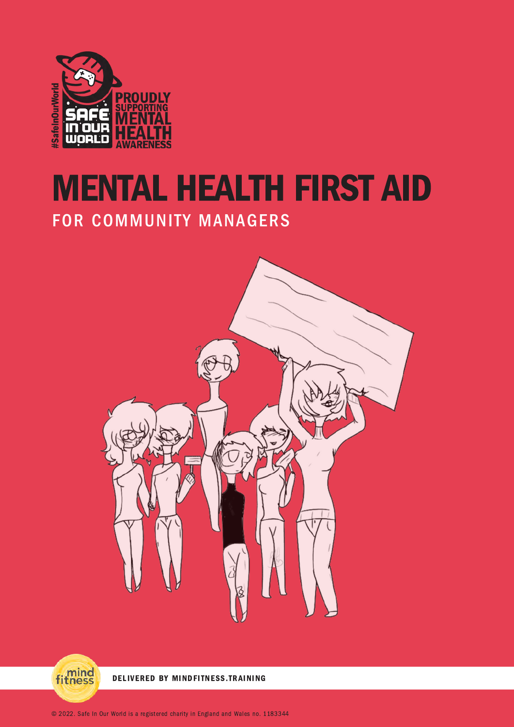# MENTAL HEALTH FIRST AID

## FOR COMMUNITY MANAGERS

DELIVERED BY MINDFITNESS.TRAINING

© 2022. Safe In Our World is a registered charity in England and Wales no. 1183344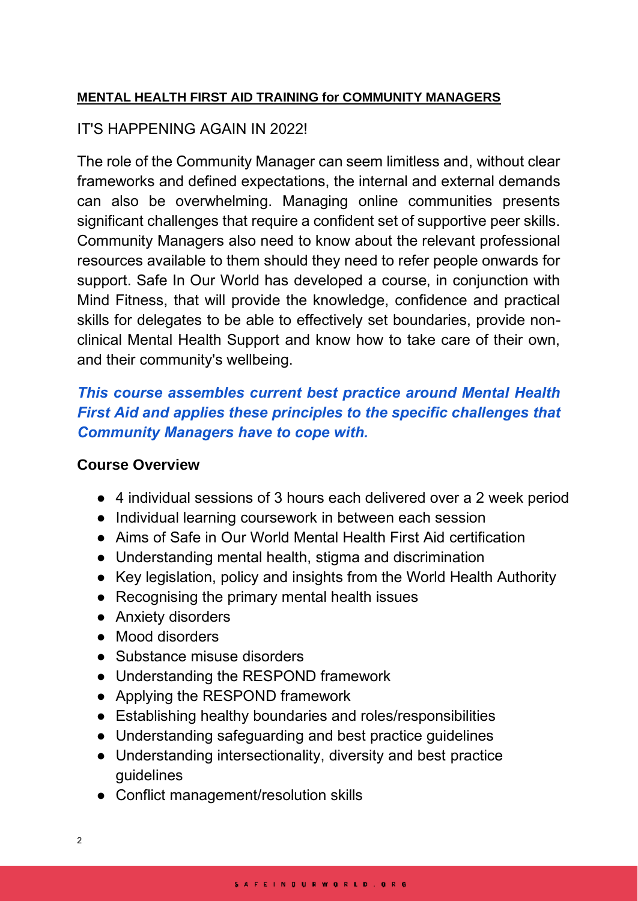## MENTAL HEALTH FIRST AID TRAINING for COMMUNITY MANAGERS

IT'S HAPPENING AGAIN IN 2022!

The role of the Community Manager can seem limitless and, without clear frameworks and defined expectations, the internal and external demands can also be overwhelming. Managing online communities presents significant challenges that require a confident set of supportive peer skills. Community Managers also need to know about the relevant professional resources available to them should they need to refer people onwards for support. Safe In Our World has developed a course, in conjunction with Mind Fitness, that will provide the knowledge, confidence and practical skills for delegates to be able to effectively set boundaries, provide non-clinical Mental Health Support and know how to take care of their own, and their community's wellbeing.

***This course assembles current best practice around Mental Health First Aid and applies these principles to the specific challenges that Community Managers have to cope with.***

**Course Overview**

- 4 individual sessions of 3 hours each delivered over a 2 week period
- Individual learning coursework in between each session
- Aims of Safe in Our World Mental Health First Aid certification
- Understanding mental health, stigma and discrimination
- Key legislation, policy and insights from the World Health Authority
- Recognising the primary mental health issues
- Anxiety disorders
- Mood disorders
- Substance misuse disorders
- Understanding the RESPOND framework
- Applying the RESPOND framework
- Establishing healthy boundaries and roles/responsibilities
- Understanding safeguarding and best practice guidelines
- Understanding intersectionality, diversity and best practice guidelines
- Conflict management/resolution skills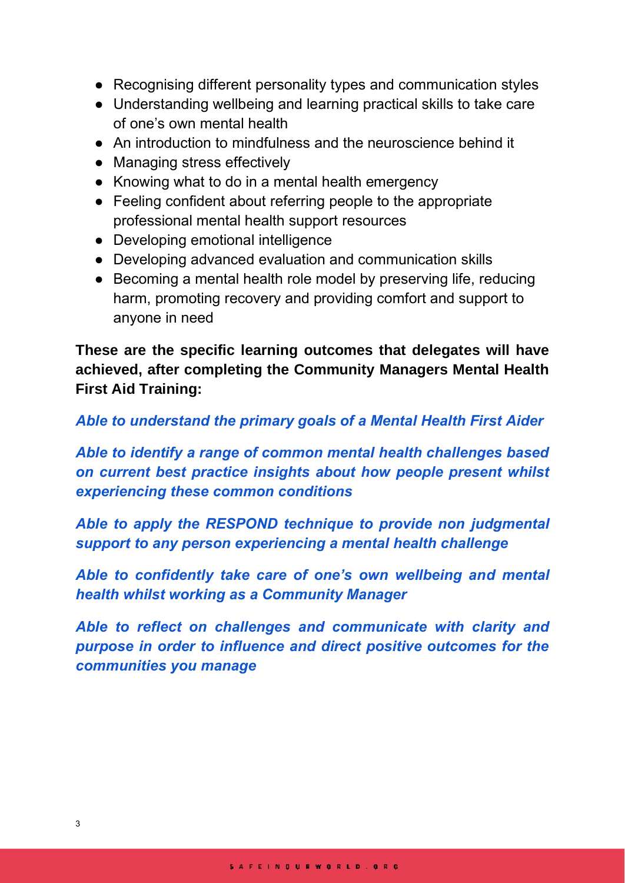- Recognising different personality types and communication styles
- Understanding wellbeing and learning practical skills to take care of one's own mental health
- An introduction to mindfulness and the neuroscience behind it
- Managing stress effectively
- Knowing what to do in a mental health emergency
- Feeling confident about referring people to the appropriate professional mental health support resources
- Developing emotional intelligence
- Developing advanced evaluation and communication skills
- Becoming a mental health role model by preserving life, reducing harm, promoting recovery and providing comfort and support to anyone in need

**These are the specific learning outcomes that delegates will have achieved, after completing the Community Managers Mental Health First Aid Training:**

***Able to understand the primary goals of a Mental Health First Aider***

***Able to identify a range of common mental health challenges based on current best practice insights about how people present whilst experiencing these common conditions***

***Able to apply the RESPOND technique to provide non judgmental support to any person experiencing a mental health challenge***

***Able to confidently take care of one's own wellbeing and mental health whilst working as a Community Manager***

***Able to reflect on challenges and communicate with clarity and purpose in order to influence and direct positive outcomes for the communities you manage***